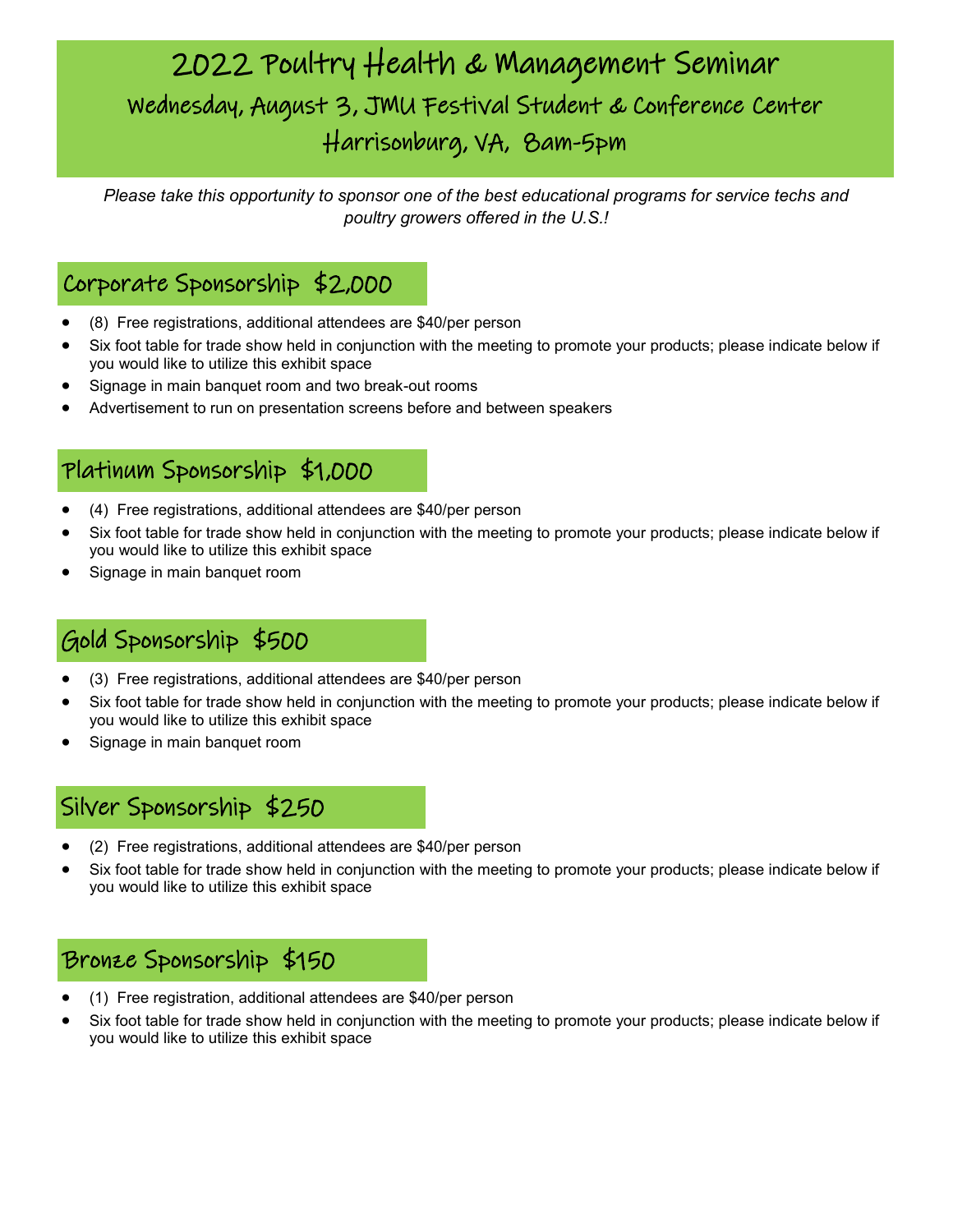# 2022 Poultry Health & Management Seminar

## Wednesday, August 3, JMU Festival Student & Conference Center

## Harrisonburg, VA, 8am-5pm

*Please take this opportunity to sponsor one of the best educational programs for service techs and poultry growers offered in the U.S.!*

## Corporate Sponsorship $2,000

- (8) Free registrations, additional attendees are $40/per person
- Six foot table for trade show held in conjunction with the meeting to promote your products; please indicate below if you would like to utilize this exhibit space
- Signage in main banquet room and two break-out rooms
- Advertisement to run on presentation screens before and between speakers

## Platinum Sponsorship $1,000

- (4) Free registrations, additional attendees are $40/per person
- Six foot table for trade show held in conjunction with the meeting to promote your products; please indicate below if you would like to utilize this exhibit space
- Signage in main banquet room

## Gold Sponsorship $500

- (3) Free registrations, additional attendees are $40/per person
- Six foot table for trade show held in conjunction with the meeting to promote your products; please indicate below if you would like to utilize this exhibit space
- Signage in main banquet room

## Silver Sponsorship $250

- (2) Free registrations, additional attendees are $40/per person
- Six foot table for trade show held in conjunction with the meeting to promote your products; please indicate below if you would like to utilize this exhibit space

## Bronze Sponsorship $150

- (1) Free registration, additional attendees are $40/per person
- Six foot table for trade show held in conjunction with the meeting to promote your products; please indicate below if you would like to utilize this exhibit space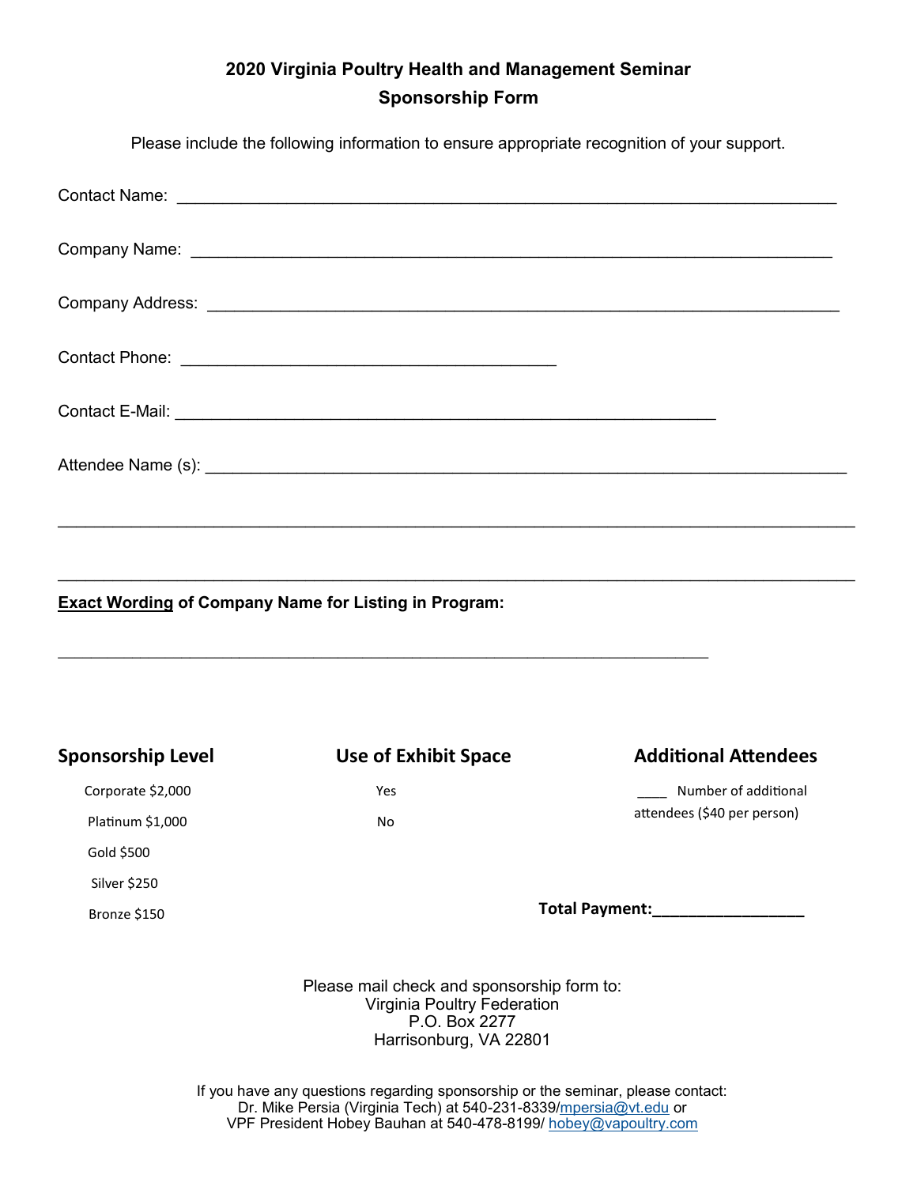**2020 Virginia Poultry Health and Management Seminar**

**Sponsorship Form**

Please include the following information to ensure appropriate recognition of your support.

Contact Name: ___________________________________________________________________________

Company Name: _________________________________________________________________________

Company Address: _______________________________________________________________________

Contact Phone: ___________________________________________

Contact E-Mail: ______________________________________________________________

Attendee Name (s): ________________________________________________________________________

_____________________________________________________________________________________________

_____________________________________________________________________________________________

**Exact Wording of Company Name for Listing in Program:**

___________________________________________________________________________

### Sponsorship Level

Corporate $2,000

Platinum $1,000

Gold $500

Silver $250

Bronze $150

### Use of Exhibit Space

Yes

No

### Additional Attendees

____ Number of additional attendees ($40 per person)

**Total Payment:_________________**

Please mail check and sponsorship form to:
Virginia Poultry Federation
P.O. Box 2277
Harrisonburg, VA 22801

If you have any questions regarding sponsorship or the seminar, please contact:
Dr. Mike Persia (Virginia Tech) at 540-231-8339/mpersia@vt.edu or
VPF President Hobey Bauhan at 540-478-8199/ hobey@vapoultry.com